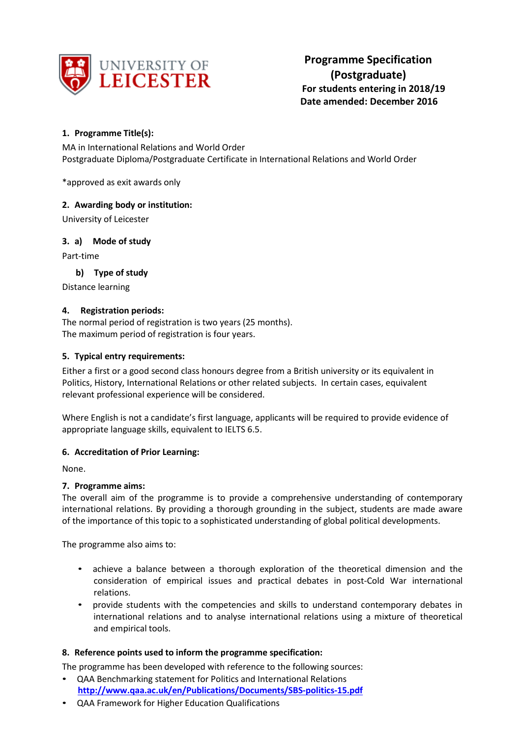UNIVERSITY OF LEICESTER

# Programme Specification (Postgraduate)

**For students entering in 2018/19**
**Date amended: December 2016**

**1. Programme Title(s):**

MA in International Relations and World Order
Postgraduate Diploma/Postgraduate Certificate in International Relations and World Order

*approved as exit awards only

**2. Awarding body or institution:**

University of Leicester

**3. a) Mode of study**

Part-time

**b) Type of study**

Distance learning

**4. Registration periods:**

The normal period of registration is two years (25 months).
The maximum period of registration is four years.

**5. Typical entry requirements:**

Either a first or a good second class honours degree from a British university or its equivalent in Politics, History, International Relations or other related subjects. In certain cases, equivalent relevant professional experience will be considered.

Where English is not a candidate's first language, applicants will be required to provide evidence of appropriate language skills, equivalent to IELTS 6.5.

**6. Accreditation of Prior Learning:**

None.

**7. Programme aims:**

The overall aim of the programme is to provide a comprehensive understanding of contemporary international relations. By providing a thorough grounding in the subject, students are made aware of the importance of this topic to a sophisticated understanding of global political developments.

The programme also aims to:

- achieve a balance between a thorough exploration of the theoretical dimension and the consideration of empirical issues and practical debates in post-Cold War international relations.
- provide students with the competencies and skills to understand contemporary debates in international relations and to analyse international relations using a mixture of theoretical and empirical tools.

**8. Reference points used to inform the programme specification:**

The programme has been developed with reference to the following sources:

- QAA Benchmarking statement for Politics and International Relations
  **http://www.qaa.ac.uk/en/Publications/Documents/SBS-politics-15.pdf**
- QAA Framework for Higher Education Qualifications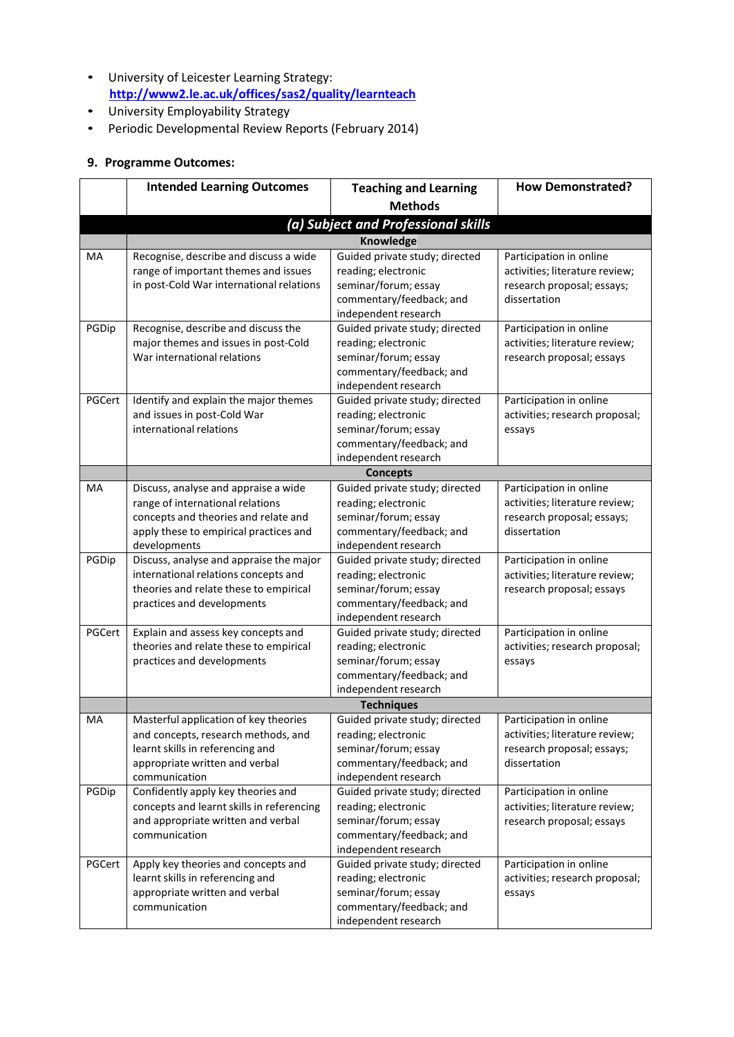- University of Leicester Learning Strategy: **http://www2.le.ac.uk/offices/sas2/quality/learnteach**
- University Employability Strategy
- Periodic Developmental Review Reports (February 2014)

### 9. Programme Outcomes:

| | Intended Learning Outcomes | Teaching and Learning Methods | How Demonstrated? |
|---|---|---|---|
| | ***(a) Subject and Professional skills*** | | |
| | **Knowledge** | | |
| MA | Recognise, describe and discuss a wide range of important themes and issues in post-Cold War international relations | Guided private study; directed reading; electronic seminar/forum; essay commentary/feedback; and independent research | Participation in online activities; literature review; research proposal; essays; dissertation |
| PGDip | Recognise, describe and discuss the major themes and issues in post-Cold War international relations | Guided private study; directed reading; electronic seminar/forum; essay commentary/feedback; and independent research | Participation in online activities; literature review; research proposal; essays |
| PGCert | Identify and explain the major themes and issues in post-Cold War international relations | Guided private study; directed reading; electronic seminar/forum; essay commentary/feedback; and independent research | Participation in online activities; research proposal; essays |
| | **Concepts** | | |
| MA | Discuss, analyse and appraise a wide range of international relations concepts and theories and relate and apply these to empirical practices and developments | Guided private study; directed reading; electronic seminar/forum; essay commentary/feedback; and independent research | Participation in online activities; literature review; research proposal; essays; dissertation |
| PGDip | Discuss, analyse and appraise the major international relations concepts and theories and relate these to empirical practices and developments | Guided private study; directed reading; electronic seminar/forum; essay commentary/feedback; and independent research | Participation in online activities; literature review; research proposal; essays |
| PGCert | Explain and assess key concepts and theories and relate these to empirical practices and developments | Guided private study; directed reading; electronic seminar/forum; essay commentary/feedback; and independent research | Participation in online activities; research proposal; essays |
| | **Techniques** | | |
| MA | Masterful application of key theories and concepts, research methods, and learnt skills in referencing and appropriate written and verbal communication | Guided private study; directed reading; electronic seminar/forum; essay commentary/feedback; and independent research | Participation in online activities; literature review; research proposal; essays; dissertation |
| PGDip | Confidently apply key theories and concepts and learnt skills in referencing and appropriate written and verbal communication | Guided private study; directed reading; electronic seminar/forum; essay commentary/feedback; and independent research | Participation in online activities; literature review; research proposal; essays |
| PGCert | Apply key theories and concepts and learnt skills in referencing and appropriate written and verbal communication | Guided private study; directed reading; electronic seminar/forum; essay commentary/feedback; and independent research | Participation in online activities; research proposal; essays |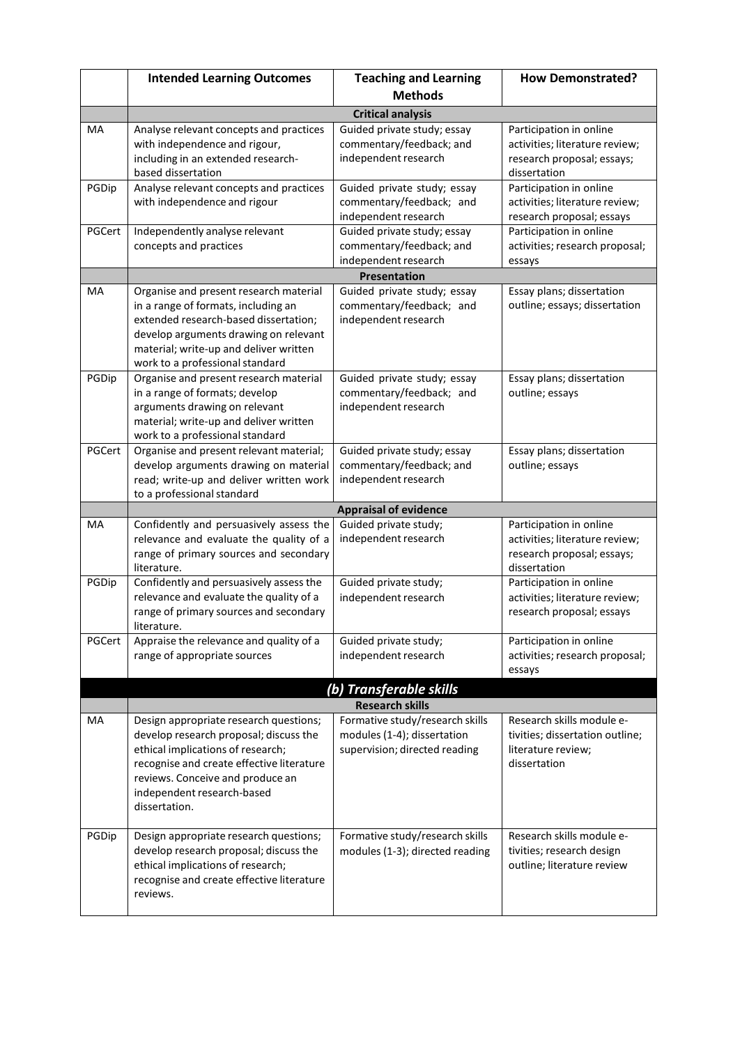| | Intended Learning Outcomes | Teaching and Learning Methods | How Demonstrated? |
|---|---|---|---|
| | **Critical analysis** | | |
| MA | Analyse relevant concepts and practices with independence and rigour, including in an extended research-based dissertation | Guided private study; essay commentary/feedback; and independent research | Participation in online activities; literature review; research proposal; essays; dissertation |
| PGDip | Analyse relevant concepts and practices with independence and rigour | Guided private study; essay commentary/feedback; and independent research | Participation in online activities; literature review; research proposal; essays |
| PGCert | Independently analyse relevant concepts and practices | Guided private study; essay commentary/feedback; and independent research | Participation in online activities; research proposal; essays |
| | **Presentation** | | |
| MA | Organise and present research material in a range of formats, including an extended research-based dissertation; develop arguments drawing on relevant material; write-up and deliver written work to a professional standard | Guided private study; essay commentary/feedback; and independent research | Essay plans; dissertation outline; essays; dissertation |
| PGDip | Organise and present research material in a range of formats; develop arguments drawing on relevant material; write-up and deliver written work to a professional standard | Guided private study; essay commentary/feedback; and independent research | Essay plans; dissertation outline; essays |
| PGCert | Organise and present relevant material; develop arguments drawing on material read; write-up and deliver written work to a professional standard | Guided private study; essay commentary/feedback; and independent research | Essay plans; dissertation outline; essays |
| | **Appraisal of evidence** | | |
| MA | Confidently and persuasively assess the relevance and evaluate the quality of a range of primary sources and secondary literature. | Guided private study; independent research | Participation in online activities; literature review; research proposal; essays; dissertation |
| PGDip | Confidently and persuasively assess the relevance and evaluate the quality of a range of primary sources and secondary literature. | Guided private study; independent research | Participation in online activities; literature review; research proposal; essays |
| PGCert | Appraise the relevance and quality of a range of appropriate sources | Guided private study; independent research | Participation in online activities; research proposal; essays |
| | ***(b) Transferable skills*** | | |
| | **Research skills** | | |
| MA | Design appropriate research questions; develop research proposal; discuss the ethical implications of research; recognise and create effective literature reviews. Conceive and produce an independent research-based dissertation. | Formative study/research skills modules (1-4); dissertation supervision; directed reading | Research skills module e-tivities; dissertation outline; literature review; dissertation |
| PGDip | Design appropriate research questions; develop research proposal; discuss the ethical implications of research; recognise and create effective literature reviews. | Formative study/research skills modules (1-3); directed reading | Research skills module e-tivities; research design outline; literature review |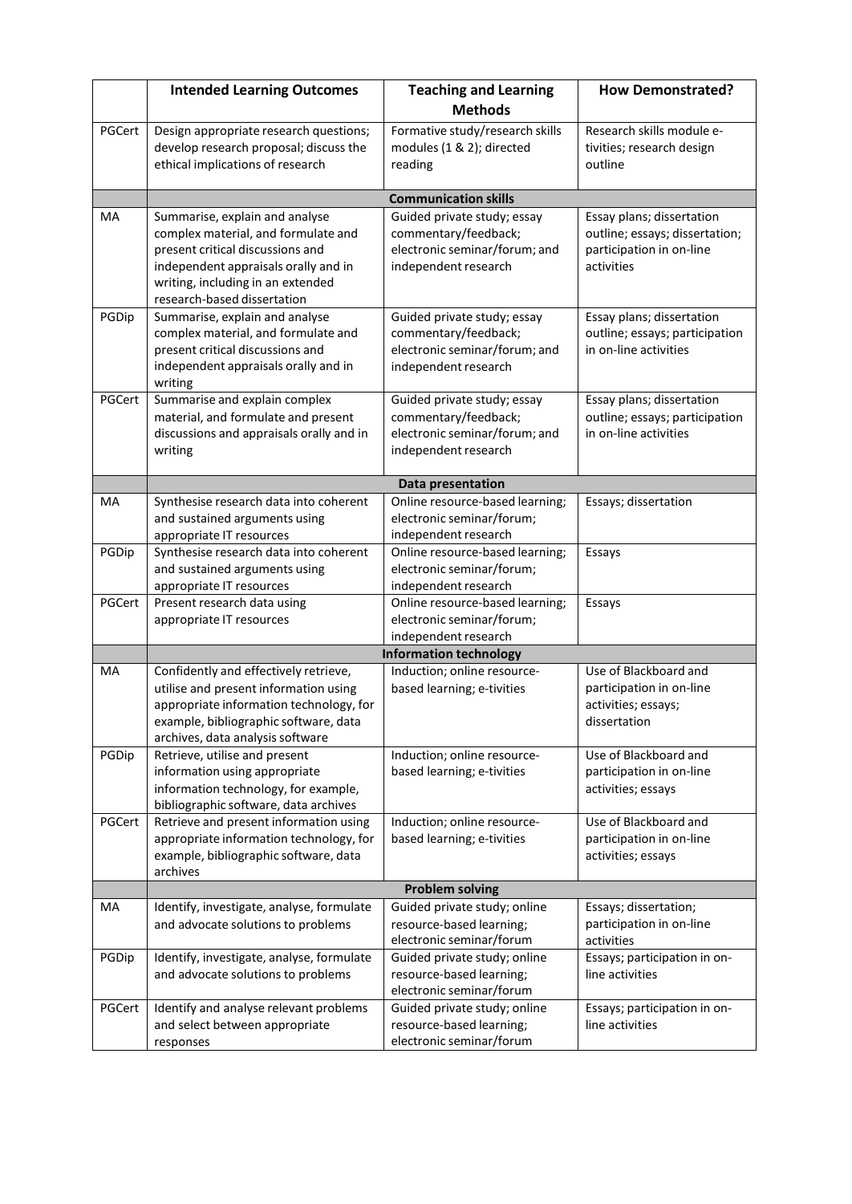| | Intended Learning Outcomes | Teaching and Learning Methods | How Demonstrated? |
|---|---|---|---|
| PGCert | Design appropriate research questions; develop research proposal; discuss the ethical implications of research | Formative study/research skills modules (1 & 2); directed reading | Research skills module e-tivities; research design outline |
| | **Communication skills** | | |
| MA | Summarise, explain and analyse complex material, and formulate and present critical discussions and independent appraisals orally and in writing, including in an extended research-based dissertation | Guided private study; essay commentary/feedback; electronic seminar/forum; and independent research | Essay plans; dissertation outline; essays; dissertation; participation in on-line activities |
| PGDip | Summarise, explain and analyse complex material, and formulate and present critical discussions and independent appraisals orally and in writing | Guided private study; essay commentary/feedback; electronic seminar/forum; and independent research | Essay plans; dissertation outline; essays; participation in on-line activities |
| PGCert | Summarise and explain complex material, and formulate and present discussions and appraisals orally and in writing | Guided private study; essay commentary/feedback; electronic seminar/forum; and independent research | Essay plans; dissertation outline; essays; participation in on-line activities |
| | **Data presentation** | | |
| MA | Synthesise research data into coherent and sustained arguments using appropriate IT resources | Online resource-based learning; electronic seminar/forum; independent research | Essays; dissertation |
| PGDip | Synthesise research data into coherent and sustained arguments using appropriate IT resources | Online resource-based learning; electronic seminar/forum; independent research | Essays |
| PGCert | Present research data using appropriate IT resources | Online resource-based learning; electronic seminar/forum; independent research | Essays |
| | **Information technology** | | |
| MA | Confidently and effectively retrieve, utilise and present information using appropriate information technology, for example, bibliographic software, data archives, data analysis software | Induction; online resource-based learning; e-tivities | Use of Blackboard and participation in on-line activities; essays; dissertation |
| PGDip | Retrieve, utilise and present information using appropriate information technology, for example, bibliographic software, data archives | Induction; online resource-based learning; e-tivities | Use of Blackboard and participation in on-line activities; essays |
| PGCert | Retrieve and present information using appropriate information technology, for example, bibliographic software, data archives | Induction; online resource-based learning; e-tivities | Use of Blackboard and participation in on-line activities; essays |
| | **Problem solving** | | |
| MA | Identify, investigate, analyse, formulate and advocate solutions to problems | Guided private study; online resource-based learning; electronic seminar/forum | Essays; dissertation; participation in on-line activities |
| PGDip | Identify, investigate, analyse, formulate and advocate solutions to problems | Guided private study; online resource-based learning; electronic seminar/forum | Essays; participation in on-line activities |
| PGCert | Identify and analyse relevant problems and select between appropriate responses | Guided private study; online resource-based learning; electronic seminar/forum | Essays; participation in on-line activities |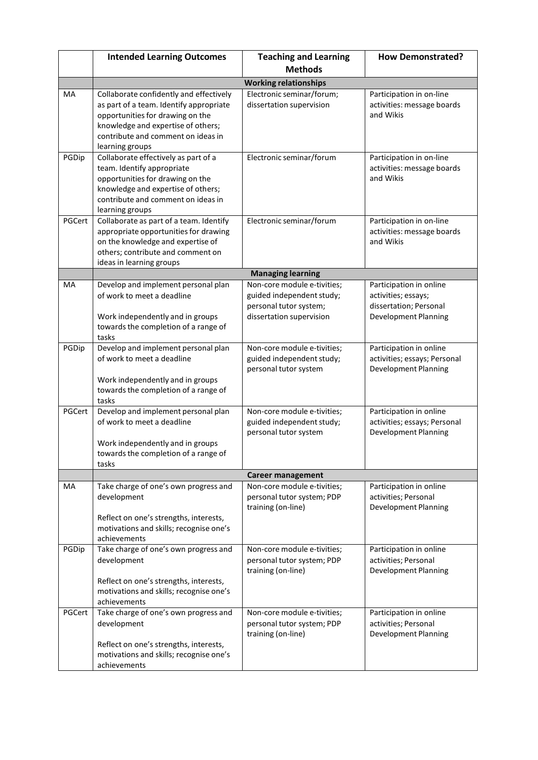| | Intended Learning Outcomes | Teaching and Learning Methods | How Demonstrated? |
|---|---|---|---|
| | **Working relationships** | | |
| MA | Collaborate confidently and effectively as part of a team. Identify appropriate opportunities for drawing on the knowledge and expertise of others; contribute and comment on ideas in learning groups | Electronic seminar/forum; dissertation supervision | Participation in on-line activities: message boards and Wikis |
| PGDip | Collaborate effectively as part of a team. Identify appropriate opportunities for drawing on the knowledge and expertise of others; contribute and comment on ideas in learning groups | Electronic seminar/forum | Participation in on-line activities: message boards and Wikis |
| PGCert | Collaborate as part of a team. Identify appropriate opportunities for drawing on the knowledge and expertise of others; contribute and comment on ideas in learning groups | Electronic seminar/forum | Participation in on-line activities: message boards and Wikis |
| | **Managing learning** | | |
| MA | Develop and implement personal plan of work to meet a deadline<br><br>Work independently and in groups towards the completion of a range of tasks | Non-core module e-tivities; guided independent study; personal tutor system; dissertation supervision | Participation in online activities; essays; dissertation; Personal Development Planning |
| PGDip | Develop and implement personal plan of work to meet a deadline<br><br>Work independently and in groups towards the completion of a range of tasks | Non-core module e-tivities; guided independent study; personal tutor system | Participation in online activities; essays; Personal Development Planning |
| PGCert | Develop and implement personal plan of work to meet a deadline<br><br>Work independently and in groups towards the completion of a range of tasks | Non-core module e-tivities; guided independent study; personal tutor system | Participation in online activities; essays; Personal Development Planning |
| | **Career management** | | |
| MA | Take charge of one's own progress and development<br><br>Reflect on one's strengths, interests, motivations and skills; recognise one's achievements | Non-core module e-tivities; personal tutor system; PDP training (on-line) | Participation in online activities; Personal Development Planning |
| PGDip | Take charge of one's own progress and development<br><br>Reflect on one's strengths, interests, motivations and skills; recognise one's achievements | Non-core module e-tivities; personal tutor system; PDP training (on-line) | Participation in online activities; Personal Development Planning |
| PGCert | Take charge of one's own progress and development<br><br>Reflect on one's strengths, interests, motivations and skills; recognise one's achievements | Non-core module e-tivities; personal tutor system; PDP training (on-line) | Participation in online activities; Personal Development Planning |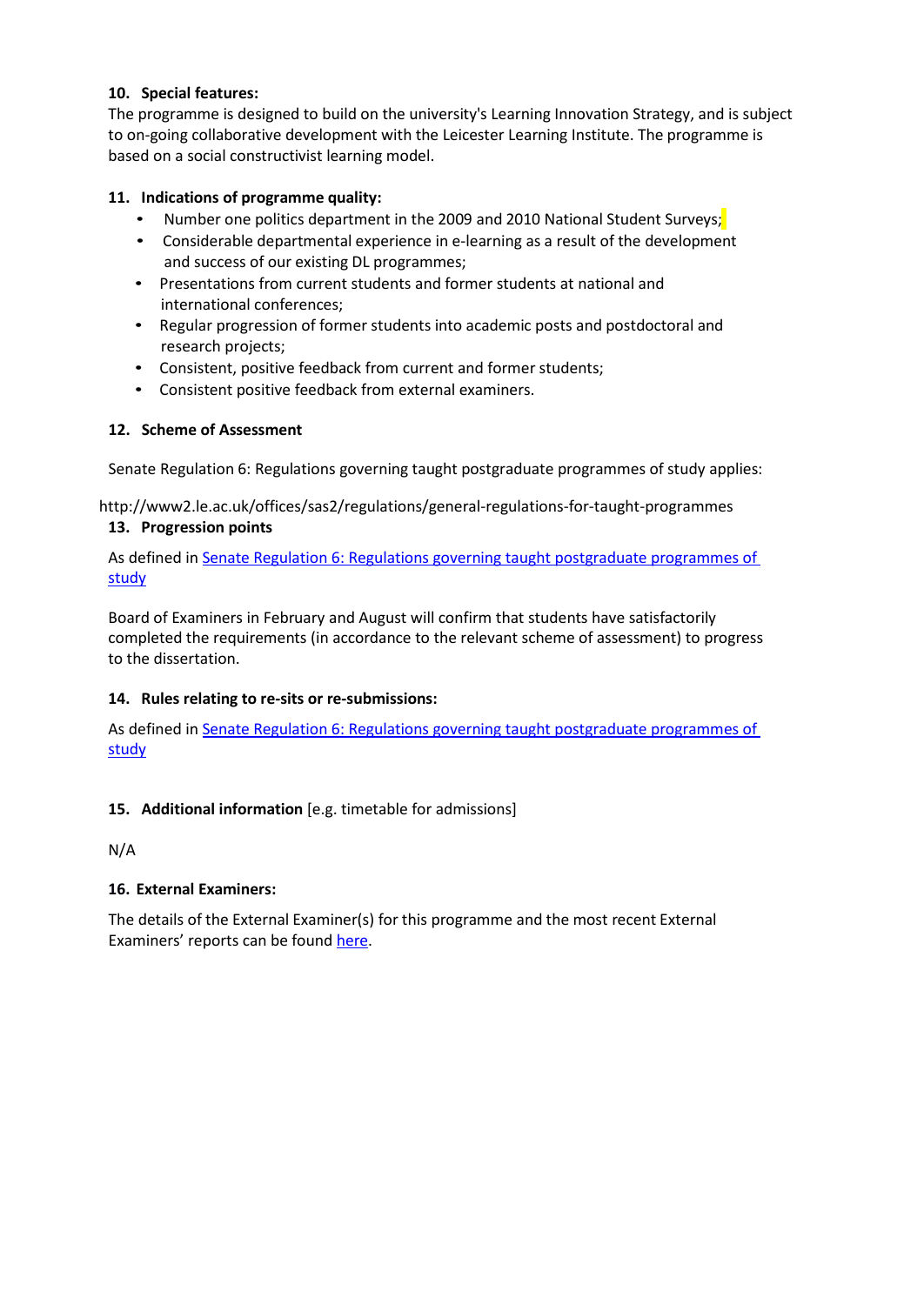**10. Special features:**

The programme is designed to build on the university's Learning Innovation Strategy, and is subject to on-going collaborative development with the Leicester Learning Institute. The programme is based on a social constructivist learning model.

**11. Indications of programme quality:**

- Number one politics department in the 2009 and 2010 National Student Surveys;
- Considerable departmental experience in e-learning as a result of the development and success of our existing DL programmes;
- Presentations from current students and former students at national and international conferences;
- Regular progression of former students into academic posts and postdoctoral and research projects;
- Consistent, positive feedback from current and former students;
- Consistent positive feedback from external examiners.

**12. Scheme of Assessment**

Senate Regulation 6: Regulations governing taught postgraduate programmes of study applies:

http://www2.le.ac.uk/offices/sas2/regulations/general-regulations-for-taught-programmes

**13. Progression points**

As defined in Senate Regulation 6: Regulations governing taught postgraduate programmes of study

Board of Examiners in February and August will confirm that students have satisfactorily completed the requirements (in accordance to the relevant scheme of assessment) to progress to the dissertation.

**14. Rules relating to re-sits or re-submissions:**

As defined in Senate Regulation 6: Regulations governing taught postgraduate programmes of study

**15. Additional information** [e.g. timetable for admissions]

N/A

**16. External Examiners:**

The details of the External Examiner(s) for this programme and the most recent External Examiners' reports can be found here.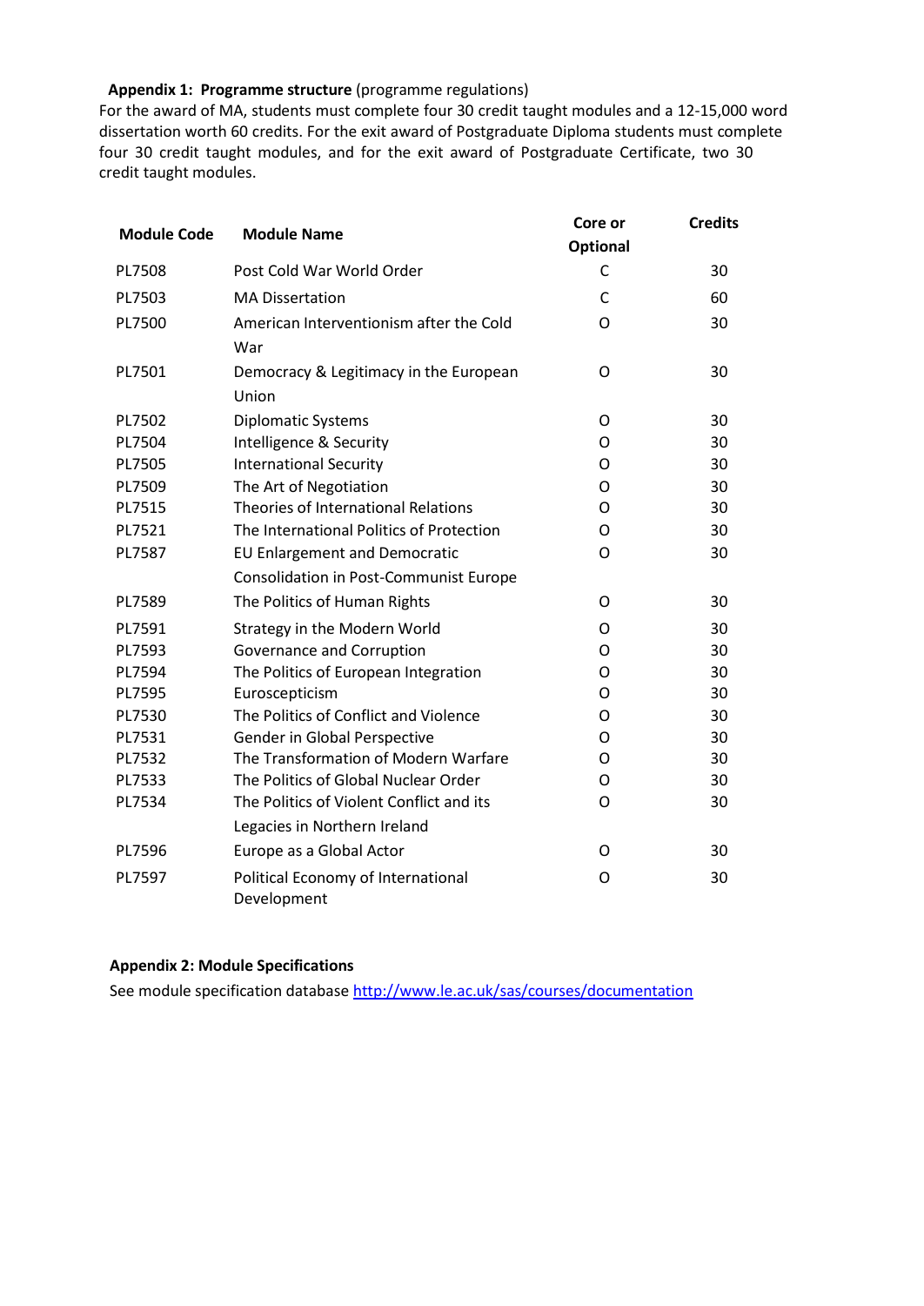**Appendix 1: Programme structure** (programme regulations)

For the award of MA, students must complete four 30 credit taught modules and a 12-15,000 word dissertation worth 60 credits. For the exit award of Postgraduate Diploma students must complete four 30 credit taught modules, and for the exit award of Postgraduate Certificate, two 30 credit taught modules.

| Module Code | Module Name | Core or Optional | Credits |
|---|---|---|---|
| PL7508 | Post Cold War World Order | C | 30 |
| PL7503 | MA Dissertation | C | 60 |
| PL7500 | American Interventionism after the Cold War | O | 30 |
| PL7501 | Democracy & Legitimacy in the European Union | O | 30 |
| PL7502 | Diplomatic Systems | O | 30 |
| PL7504 | Intelligence & Security | O | 30 |
| PL7505 | International Security | O | 30 |
| PL7509 | The Art of Negotiation | O | 30 |
| PL7515 | Theories of International Relations | O | 30 |
| PL7521 | The International Politics of Protection | O | 30 |
| PL7587 | EU Enlargement and Democratic Consolidation in Post-Communist Europe | O | 30 |
| PL7589 | The Politics of Human Rights | O | 30 |
| PL7591 | Strategy in the Modern World | O | 30 |
| PL7593 | Governance and Corruption | O | 30 |
| PL7594 | The Politics of European Integration | O | 30 |
| PL7595 | Euroscepticism | O | 30 |
| PL7530 | The Politics of Conflict and Violence | O | 30 |
| PL7531 | Gender in Global Perspective | O | 30 |
| PL7532 | The Transformation of Modern Warfare | O | 30 |
| PL7533 | The Politics of Global Nuclear Order | O | 30 |
| PL7534 | The Politics of Violent Conflict and its Legacies in Northern Ireland | O | 30 |
| PL7596 | Europe as a Global Actor | O | 30 |
| PL7597 | Political Economy of International Development | O | 30 |

**Appendix 2: Module Specifications**

See module specification database http://www.le.ac.uk/sas/courses/documentation